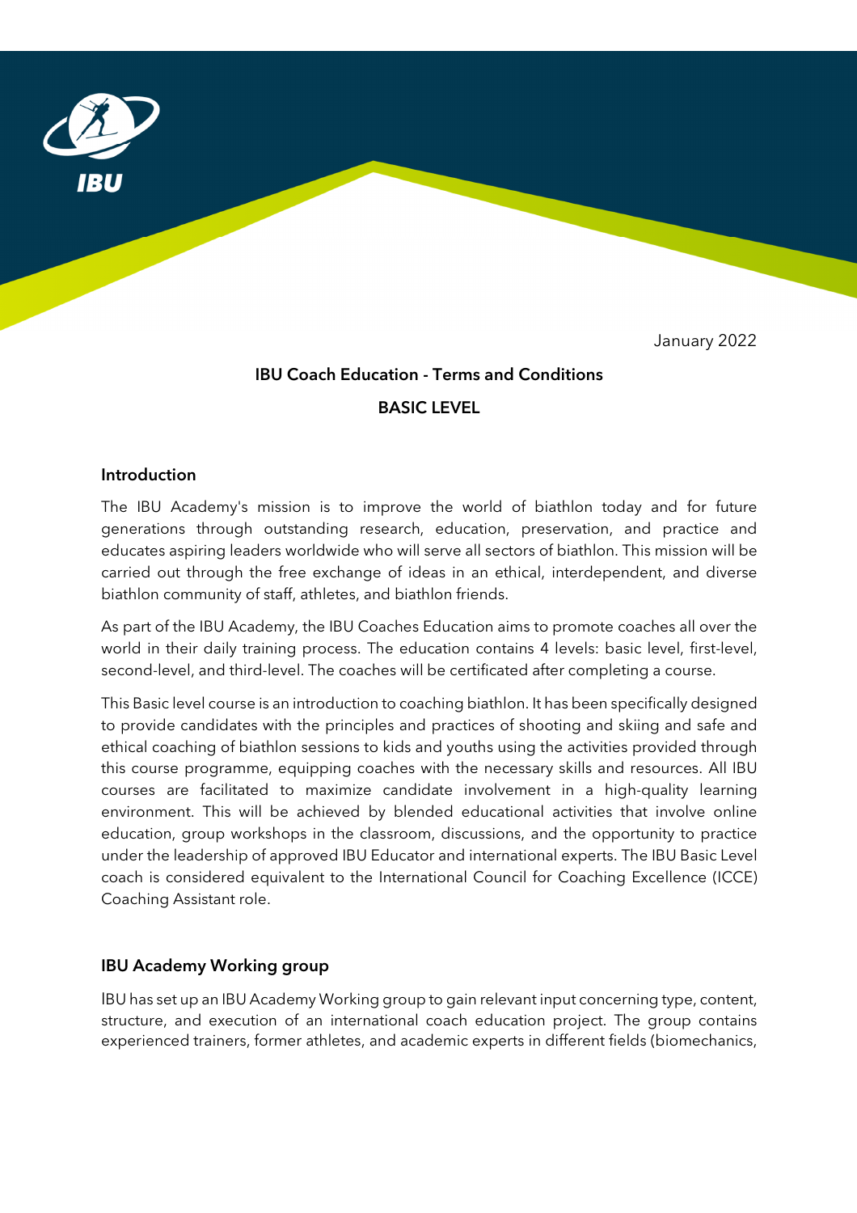January 2022

# IBU Coach Education - Terms and Conditions

## BASIC LEVEL

### Introduction

The IBU Academy's mission is to improve the world of biathlon today and for future generations through outstanding research, education, preservation, and practice and educates aspiring leaders worldwide who will serve all sectors of biathlon. This mission will be carried out through the free exchange of ideas in an ethical, interdependent, and diverse biathlon community of staff, athletes, and biathlon friends.

As part of the IBU Academy, the IBU Coaches Education aims to promote coaches all over the world in their daily training process. The education contains 4 levels: basic level, first-level, second-level, and third-level. The coaches will be certificated after completing a course.

This Basic level course is an introduction to coaching biathlon. It has been specifically designed to provide candidates with the principles and practices of shooting and skiing and safe and ethical coaching of biathlon sessions to kids and youths using the activities provided through this course programme, equipping coaches with the necessary skills and resources. All IBU courses are facilitated to maximize candidate involvement in a high-quality learning environment. This will be achieved by blended educational activities that involve online education, group workshops in the classroom, discussions, and the opportunity to practice under the leadership of approved IBU Educator and international experts. The IBU Basic Level coach is considered equivalent to the International Council for Coaching Excellence (ICCE) Coaching Assistant role.

### IBU Academy Working group

IBU has set up an IBU Academy Working group to gain relevant input concerning type, content, structure, and execution of an international coach education project. The group contains experienced trainers, former athletes, and academic experts in different fields (biomechanics,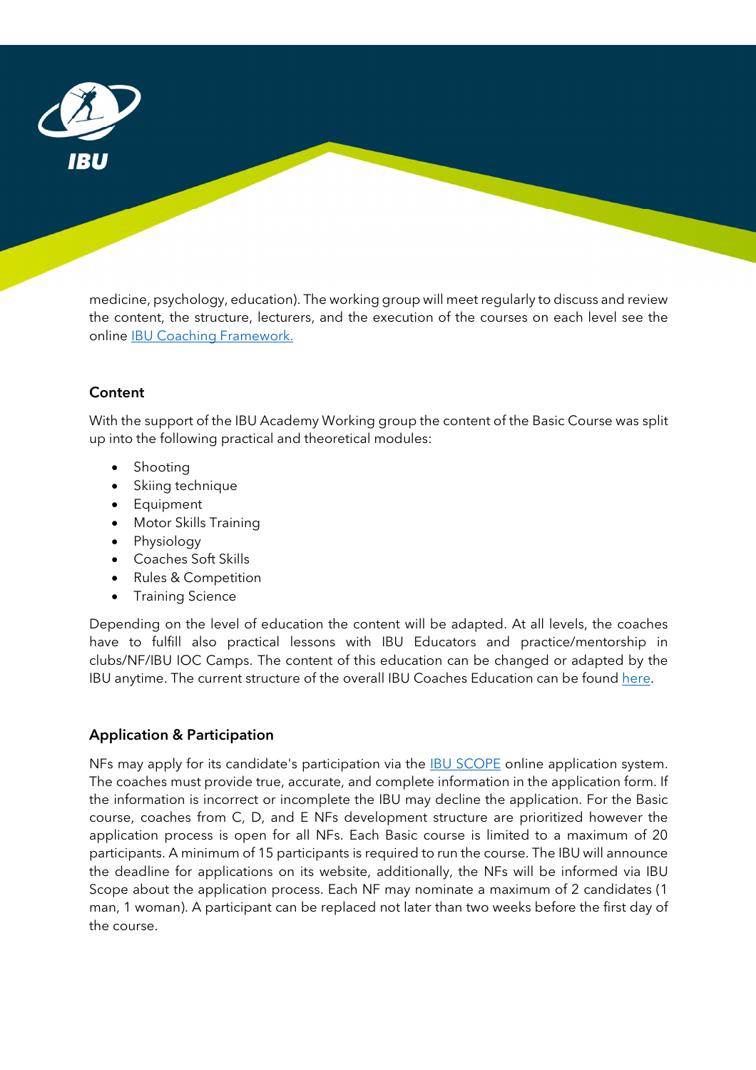medicine, psychology, education). The working group will meet regularly to discuss and review the content, the structure, lecturers, and the execution of the courses on each level see the online [IBU Coaching Framework.](#)

## Content

With the support of the IBU Academy Working group the content of the Basic Course was split up into the following practical and theoretical modules:

- Shooting
- Skiing technique
- Equipment
- Motor Skills Training
- Physiology
- Coaches Soft Skills
- Rules & Competition
- Training Science

Depending on the level of education the content will be adapted. At all levels, the coaches have to fulfill also practical lessons with IBU Educators and practice/mentorship in clubs/NF/IBU IOC Camps. The content of this education can be changed or adapted by the IBU anytime. The current structure of the overall IBU Coaches Education can be found [here](#).

## Application & Participation

NFs may apply for its candidate's participation via the [IBU SCOPE](#) online application system. The coaches must provide true, accurate, and complete information in the application form. If the information is incorrect or incomplete the IBU may decline the application. For the Basic course, coaches from C, D, and E NFs development structure are prioritized however the application process is open for all NFs. Each Basic course is limited to a maximum of 20 participants. A minimum of 15 participants is required to run the course. The IBU will announce the deadline for applications on its website, additionally, the NFs will be informed via IBU Scope about the application process. Each NF may nominate a maximum of 2 candidates (1 man, 1 woman). A participant can be replaced not later than two weeks before the first day of the course.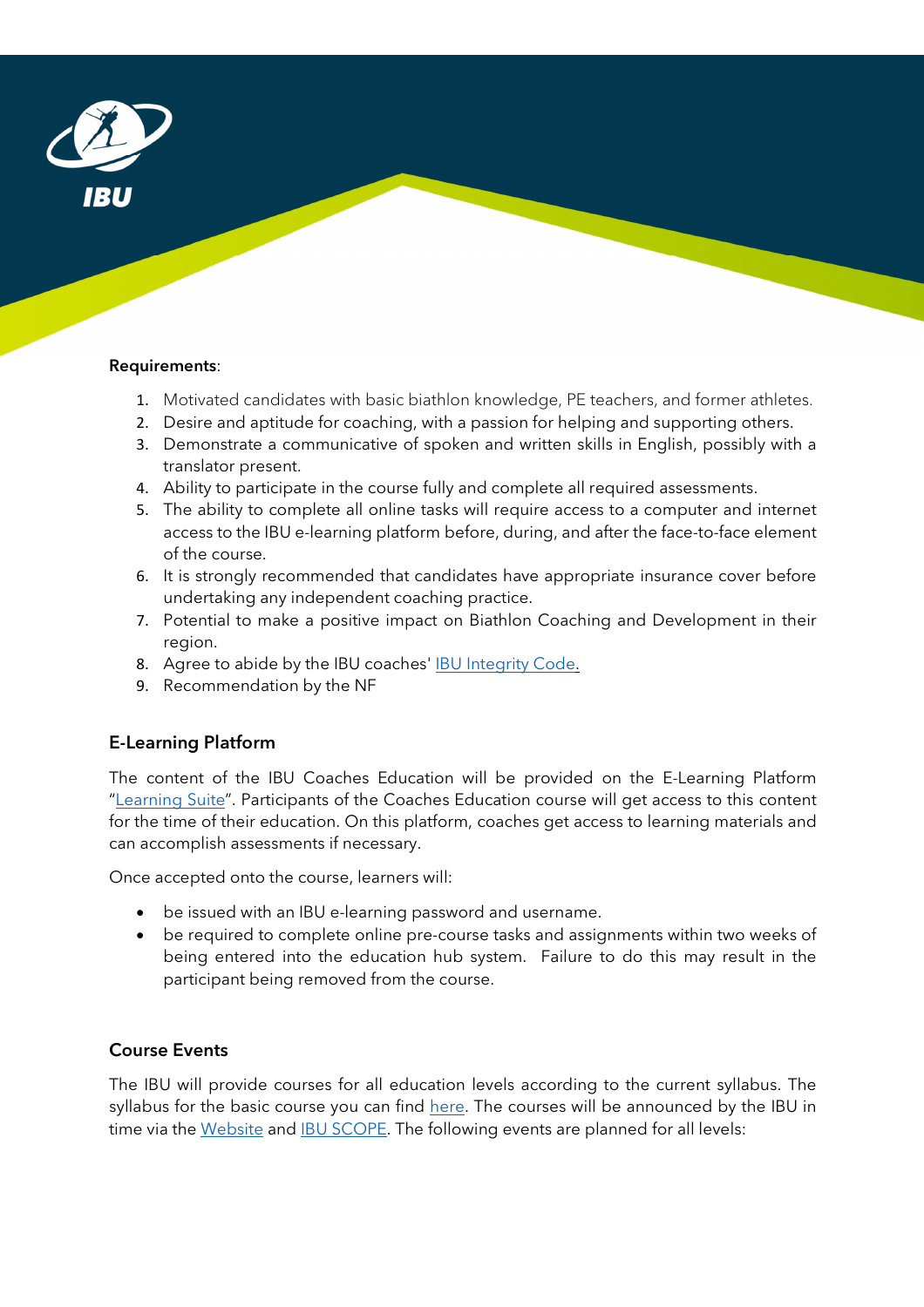**Requirements**:

1. Motivated candidates with basic biathlon knowledge, PE teachers, and former athletes.
2. Desire and aptitude for coaching, with a passion for helping and supporting others.
3. Demonstrate a communicative of spoken and written skills in English, possibly with a translator present.
4. Ability to participate in the course fully and complete all required assessments.
5. The ability to complete all online tasks will require access to a computer and internet access to the IBU e-learning platform before, during, and after the face-to-face element of the course.
6. It is strongly recommended that candidates have appropriate insurance cover before undertaking any independent coaching practice.
7. Potential to make a positive impact on Biathlon Coaching and Development in their region.
8. Agree to abide by the IBU coaches' IBU Integrity Code.
9. Recommendation by the NF

### E-Learning Platform

The content of the IBU Coaches Education will be provided on the E-Learning Platform "Learning Suite". Participants of the Coaches Education course will get access to this content for the time of their education. On this platform, coaches get access to learning materials and can accomplish assessments if necessary.

Once accepted onto the course, learners will:

- be issued with an IBU e-learning password and username.
- be required to complete online pre-course tasks and assignments within two weeks of being entered into the education hub system. Failure to do this may result in the participant being removed from the course.

### Course Events

The IBU will provide courses for all education levels according to the current syllabus. The syllabus for the basic course you can find here. The courses will be announced by the IBU in time via the Website and IBU SCOPE. The following events are planned for all levels: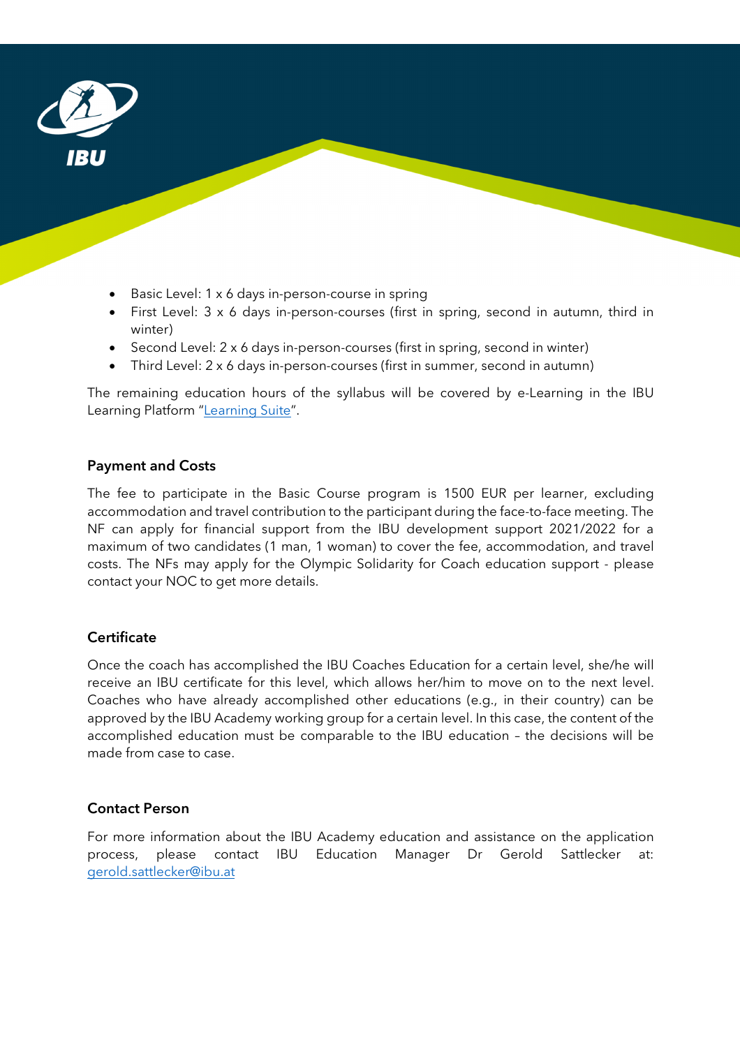- Basic Level: 1 x 6 days in-person-course in spring
- First Level: 3 x 6 days in-person-courses (first in spring, second in autumn, third in winter)
- Second Level: 2 x 6 days in-person-courses (first in spring, second in winter)
- Third Level: 2 x 6 days in-person-courses (first in summer, second in autumn)

The remaining education hours of the syllabus will be covered by e-Learning in the IBU Learning Platform "Learning Suite".

### Payment and Costs

The fee to participate in the Basic Course program is 1500 EUR per learner, excluding accommodation and travel contribution to the participant during the face-to-face meeting. The NF can apply for financial support from the IBU development support 2021/2022 for a maximum of two candidates (1 man, 1 woman) to cover the fee, accommodation, and travel costs. The NFs may apply for the Olympic Solidarity for Coach education support - please contact your NOC to get more details.

### Certificate

Once the coach has accomplished the IBU Coaches Education for a certain level, she/he will receive an IBU certificate for this level, which allows her/him to move on to the next level. Coaches who have already accomplished other educations (e.g., in their country) can be approved by the IBU Academy working group for a certain level. In this case, the content of the accomplished education must be comparable to the IBU education – the decisions will be made from case to case.

### Contact Person

For more information about the IBU Academy education and assistance on the application process, please contact IBU Education Manager Dr Gerold Sattlecker at: gerold.sattlecker@ibu.at